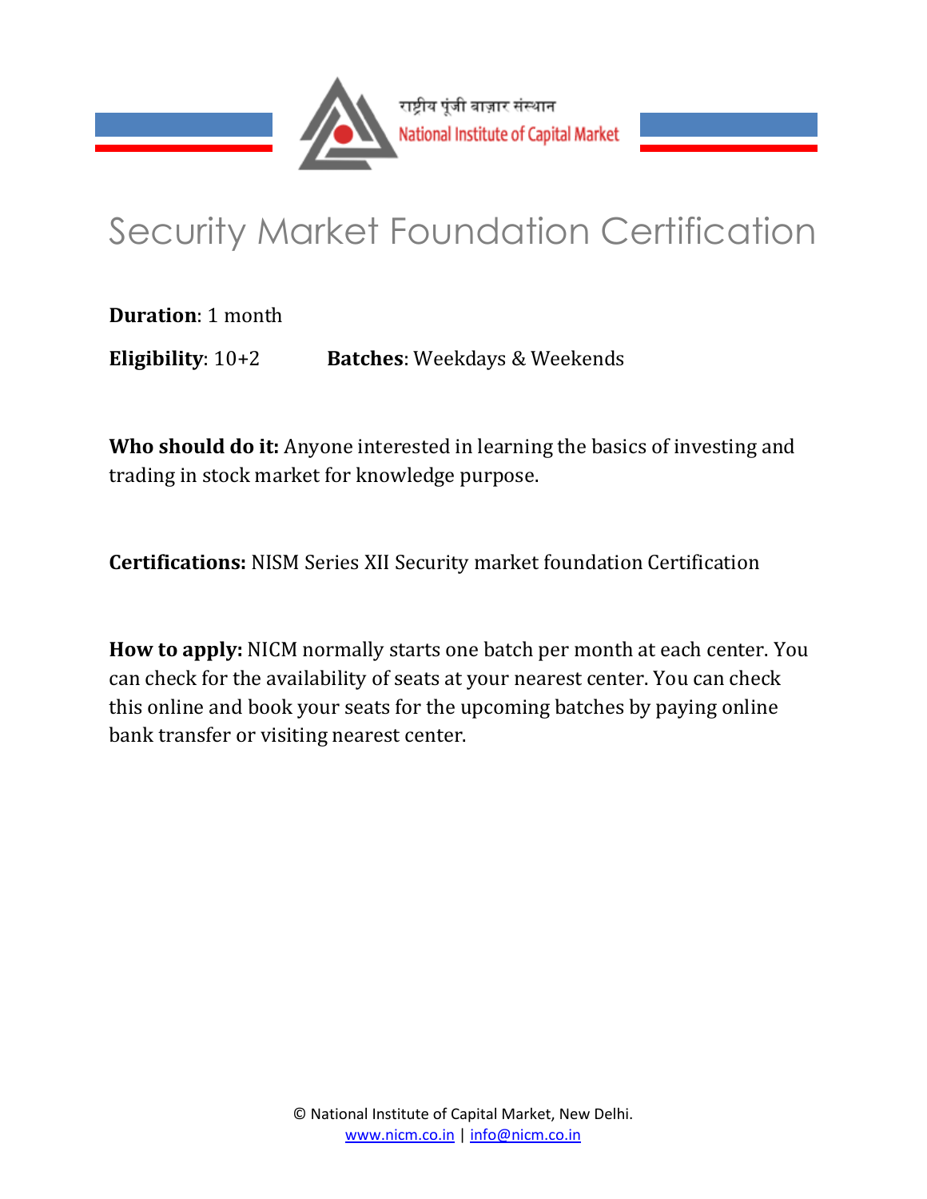राष्ट्रीय पूंजी बाज़ार संस्थान
National Institute of Capital Market

# Security Market Foundation Certification

**Duration**: 1 month

**Eligibility**: 10+2 **Batches**: Weekdays & Weekends

**Who should do it:** Anyone interested in learning the basics of investing and trading in stock market for knowledge purpose.

**Certifications:** NISM Series XII Security market foundation Certification

**How to apply:** NICM normally starts one batch per month at each center. You can check for the availability of seats at your nearest center. You can check this online and book your seats for the upcoming batches by paying online bank transfer or visiting nearest center.

© National Institute of Capital Market, New Delhi.
www.nicm.co.in | info@nicm.co.in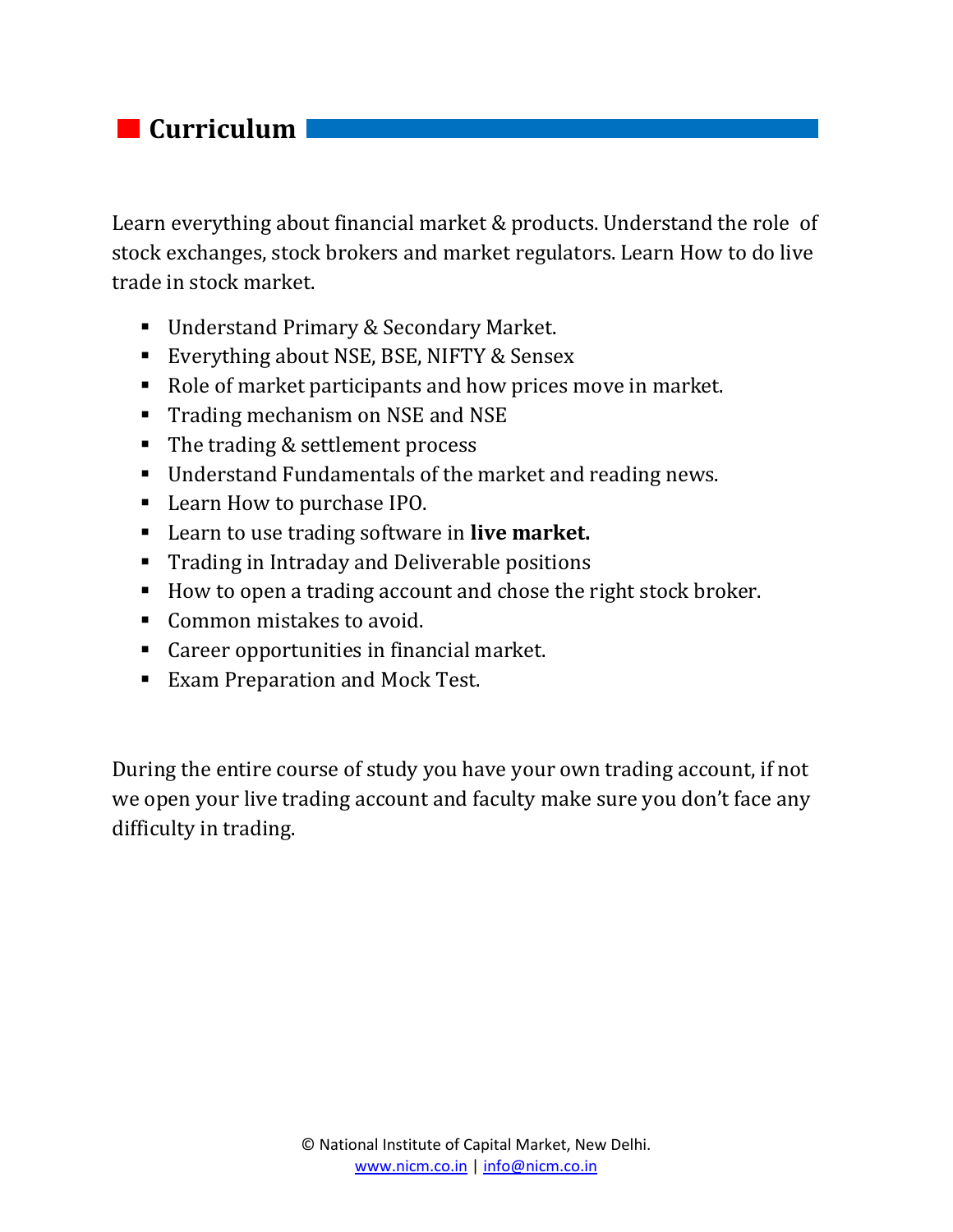## Curriculum

Learn everything about financial market & products. Understand the role of stock exchanges, stock brokers and market regulators. Learn How to do live trade in stock market.

- Understand Primary & Secondary Market.
- Everything about NSE, BSE, NIFTY & Sensex
- Role of market participants and how prices move in market.
- Trading mechanism on NSE and NSE
- The trading & settlement process
- Understand Fundamentals of the market and reading news.
- Learn How to purchase IPO.
- Learn to use trading software in **live market.**
- Trading in Intraday and Deliverable positions
- How to open a trading account and chose the right stock broker.
- Common mistakes to avoid.
- Career opportunities in financial market.
- Exam Preparation and Mock Test.

During the entire course of study you have your own trading account, if not we open your live trading account and faculty make sure you don't face any difficulty in trading.

© National Institute of Capital Market, New Delhi.
www.nicm.co.in | info@nicm.co.in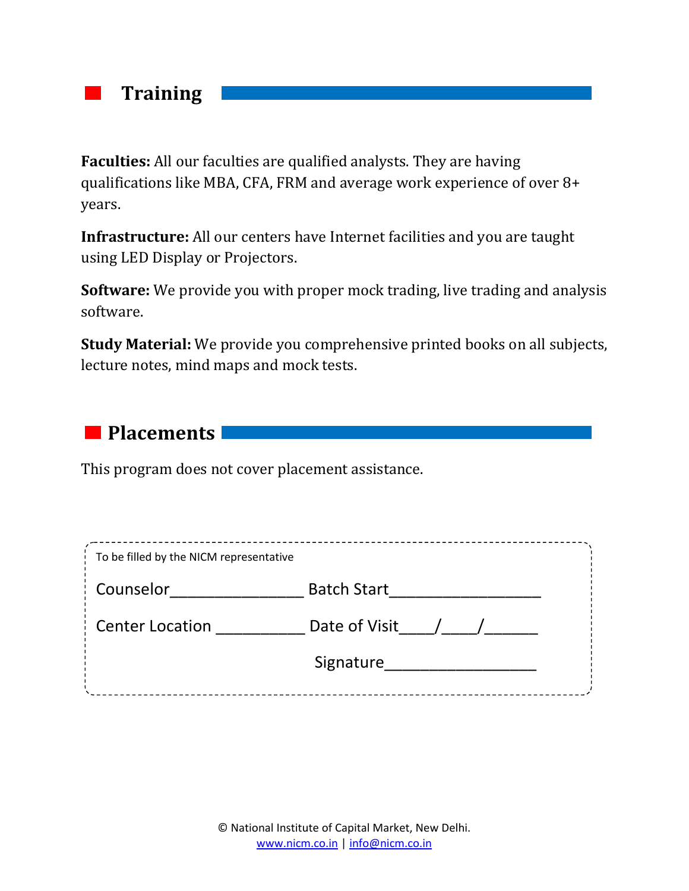## Training

**Faculties:** All our faculties are qualified analysts. They are having qualifications like MBA, CFA, FRM and average work experience of over 8+ years.

**Infrastructure:** All our centers have Internet facilities and you are taught using LED Display or Projectors.

**Software:** We provide you with proper mock trading, live trading and analysis software.

**Study Material:** We provide you comprehensive printed books on all subjects, lecture notes, mind maps and mock tests.

## Placements

This program does not cover placement assistance.

To be filled by the NICM representative

Counselor________________ Batch Start__________________

Center Location ___________ Date of Visit____/____/______

Signature__________________

© National Institute of Capital Market, New Delhi.
www.nicm.co.in | info@nicm.co.in